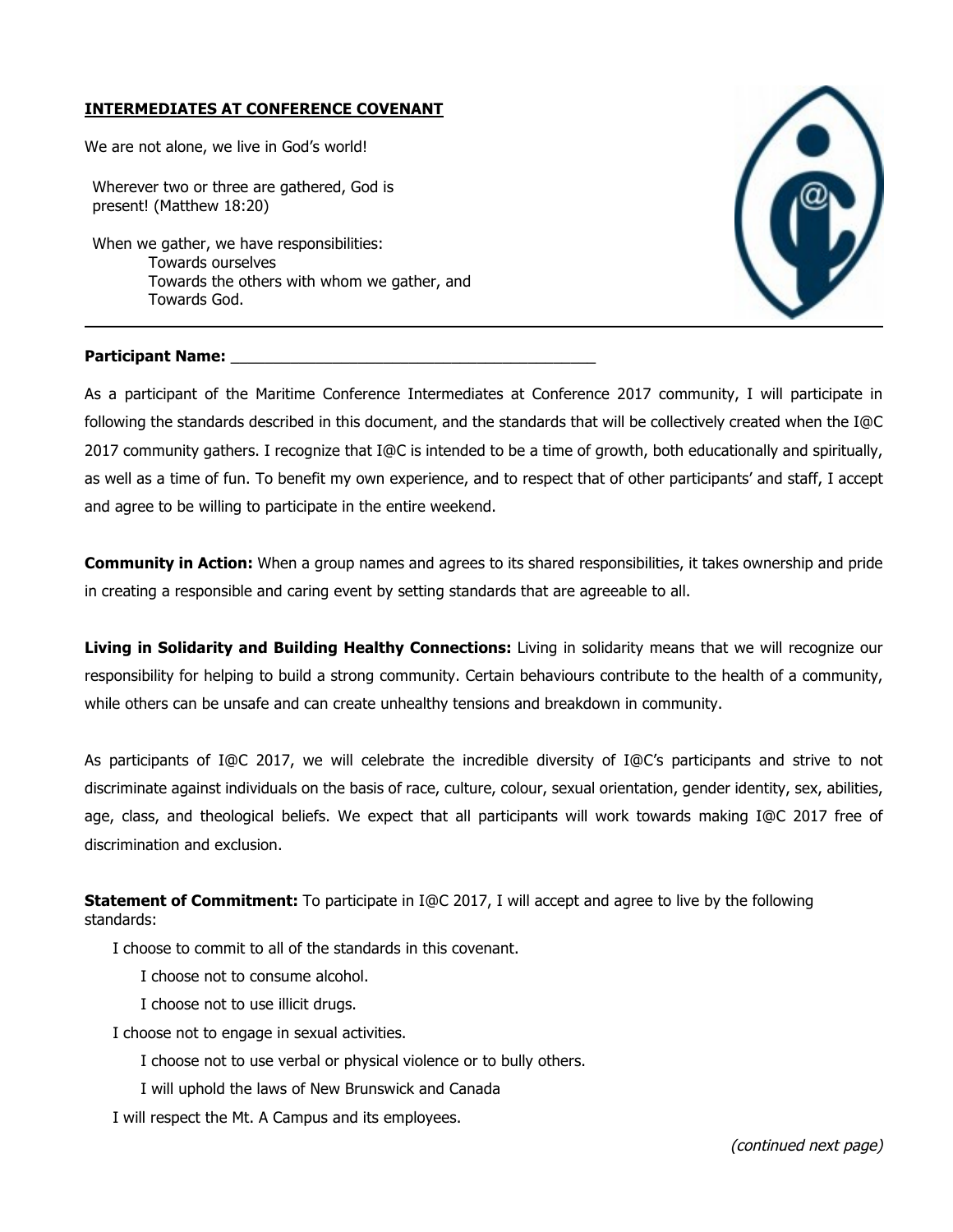**INTERMEDIATES AT CONFERENCE COVENANT**

We are not alone, we live in God's world!

Wherever two or three are gathered, God is present! (Matthew 18:20)

When we gather, we have responsibilities:
Towards ourselves
Towards the others with whom we gather, and
Towards God.

---

**Participant Name:** ___________________________________________

As a participant of the Maritime Conference Intermediates at Conference 2017 community, I will participate in following the standards described in this document, and the standards that will be collectively created when the I@C 2017 community gathers. I recognize that I@C is intended to be a time of growth, both educationally and spiritually, as well as a time of fun. To benefit my own experience, and to respect that of other participants' and staff, I accept and agree to be willing to participate in the entire weekend.

**Community in Action:** When a group names and agrees to its shared responsibilities, it takes ownership and pride in creating a responsible and caring event by setting standards that are agreeable to all.

**Living in Solidarity and Building Healthy Connections:** Living in solidarity means that we will recognize our responsibility for helping to build a strong community. Certain behaviours contribute to the health of a community, while others can be unsafe and can create unhealthy tensions and breakdown in community.

As participants of I@C 2017, we will celebrate the incredible diversity of I@C's participants and strive to not discriminate against individuals on the basis of race, culture, colour, sexual orientation, gender identity, sex, abilities, age, class, and theological beliefs. We expect that all participants will work towards making I@C 2017 free of discrimination and exclusion.

**Statement of Commitment:** To participate in I@C 2017, I will accept and agree to live by the following standards:

I choose to commit to all of the standards in this covenant.

I choose not to consume alcohol.

I choose not to use illicit drugs.

I choose not to engage in sexual activities.

I choose not to use verbal or physical violence or to bully others.

I will uphold the laws of New Brunswick and Canada

I will respect the Mt. A Campus and its employees.

*(continued next page)*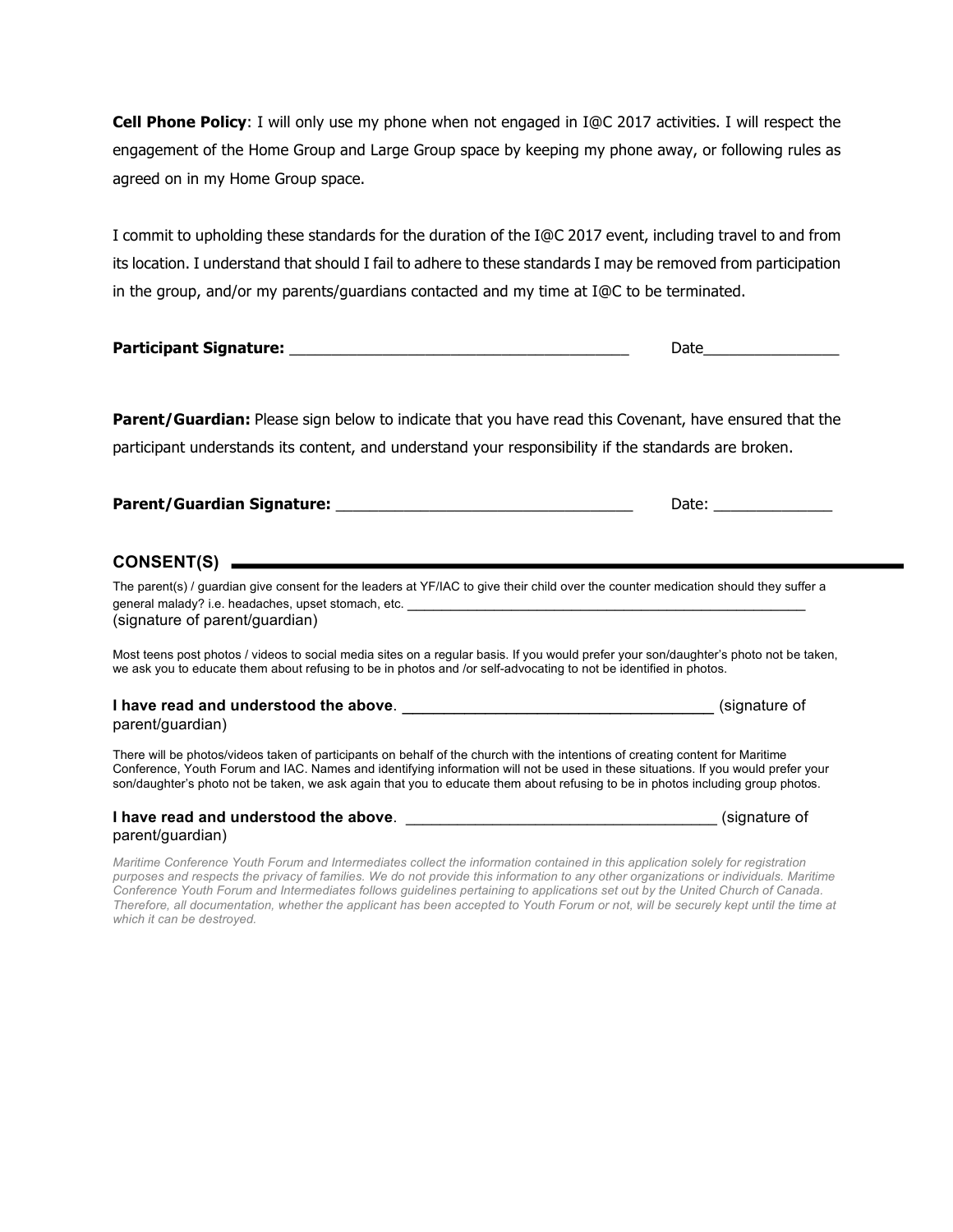**Cell Phone Policy**: I will only use my phone when not engaged in I@C 2017 activities. I will respect the engagement of the Home Group and Large Group space by keeping my phone away, or following rules as agreed on in my Home Group space.

I commit to upholding these standards for the duration of the I@C 2017 event, including travel to and from its location. I understand that should I fail to adhere to these standards I may be removed from participation in the group, and/or my parents/guardians contacted and my time at I@C to be terminated.

**Participant Signature:** _______________________________________ Date________________

**Parent/Guardian:** Please sign below to indicate that you have read this Covenant, have ensured that the participant understands its content, and understand your responsibility if the standards are broken.

**Parent/Guardian Signature:** __________________________________ Date: ______________

## CONSENT(S)

The parent(s) / guardian give consent for the leaders at YF/IAC to give their child over the counter medication should they suffer a general malady? i.e. headaches, upset stomach, etc. ________________________________________________________ (signature of parent/guardian)

Most teens post photos / videos to social media sites on a regular basis. If you would prefer your son/daughter's photo not be taken, we ask you to educate them about refusing to be in photos and /or self-advocating to not be identified in photos.

**I have read and understood the above**. ____________________________________ (signature of parent/guardian)

There will be photos/videos taken of participants on behalf of the church with the intentions of creating content for Maritime Conference, Youth Forum and IAC. Names and identifying information will not be used in these situations. If you would prefer your son/daughter's photo not be taken, we ask again that you to educate them about refusing to be in photos including group photos.

**I have read and understood the above**. ____________________________________ (signature of parent/guardian)

*Maritime Conference Youth Forum and Intermediates collect the information contained in this application solely for registration purposes and respects the privacy of families. We do not provide this information to any other organizations or individuals. Maritime Conference Youth Forum and Intermediates follows guidelines pertaining to applications set out by the United Church of Canada. Therefore, all documentation, whether the applicant has been accepted to Youth Forum or not, will be securely kept until the time at which it can be destroyed.*